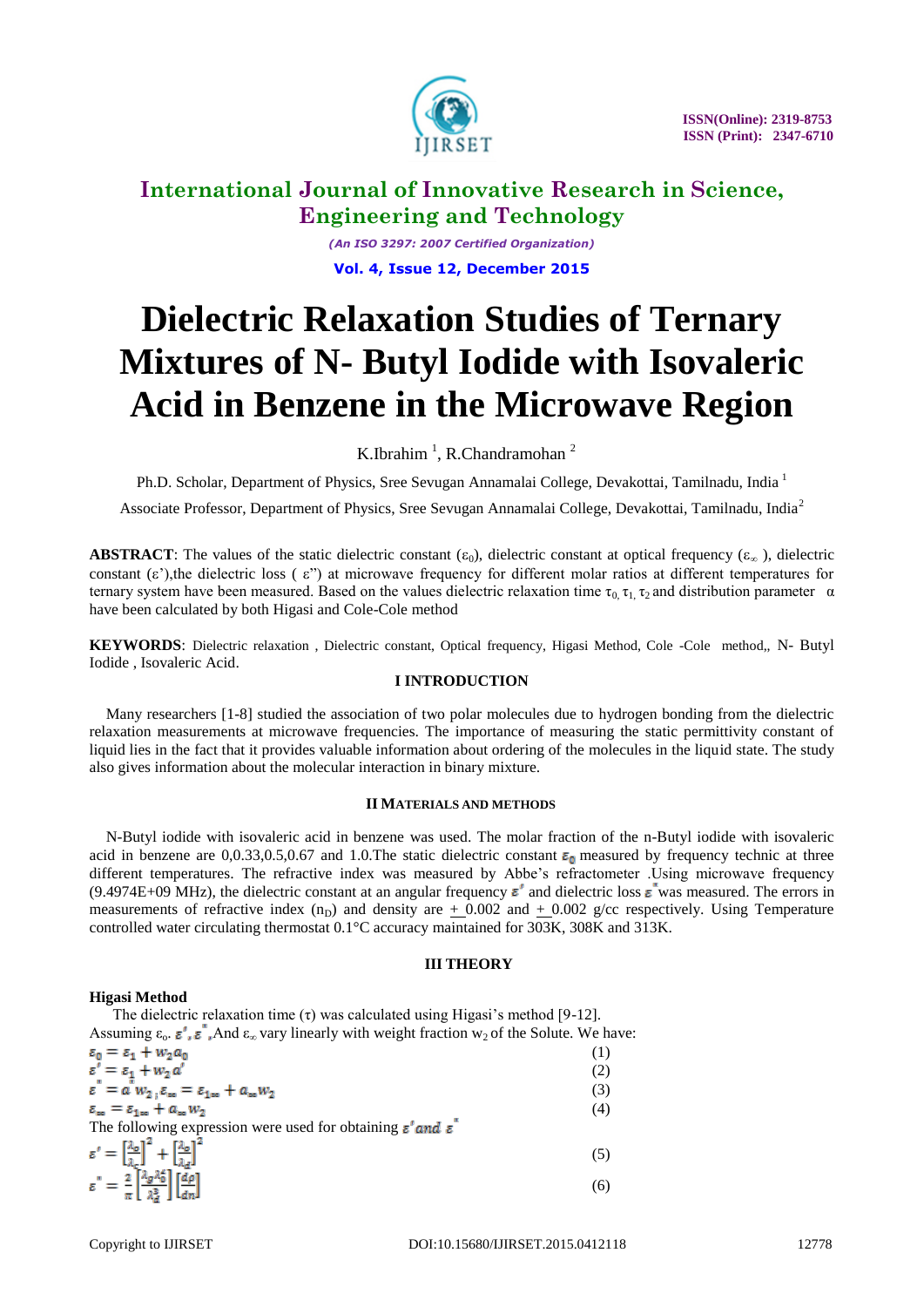# International Journal of Innovative Research in Science, Engineering and Technology

*(An ISO 3297: 2007 Certified Organization)*

# Dielectric Relaxation Studies of Ternary Mixtures of N- Butyl Iodide with Isovaleric Acid in Benzene in the Microwave Region

K.Ibrahim [1], R.Chandramohan [2]

Ph.D. Scholar, Department of Physics, Sree Sevugan Annamalai College, Devakottai, Tamilnadu, India [1]

Associate Professor, Department of Physics, Sree Sevugan Annamalai College, Devakottai, Tamilnadu, India [2]

**ABSTRACT**: The values of the static dielectric constant ($\varepsilon_0$), dielectric constant at optical frequency ($\varepsilon_\infty$ ), dielectric constant ($\varepsilon'$),the dielectric loss ( $\varepsilon''$) at microwave frequency for different molar ratios at different temperatures for ternary system have been measured. Based on the values dielectric relaxation time $\tau_0, \tau_1, \tau_2$ and distribution parameter $\alpha$ have been calculated by both Higasi and Cole-Cole method

**KEYWORDS**: Dielectric relaxation , Dielectric constant, Optical frequency, Higasi Method, Cole -Cole method,, N- Butyl Iodide , Isovaleric Acid.

## I INTRODUCTION

Many researchers [1-8] studied the association of two polar molecules due to hydrogen bonding from the dielectric relaxation measurements at microwave frequencies. The importance of measuring the static permittivity constant of liquid lies in the fact that it provides valuable information about ordering of the molecules in the liquid state. The study also gives information about the molecular interaction in binary mixture.

## II MATERIALS AND METHODS

N-Butyl iodide with isovaleric acid in benzene was used. The molar fraction of the n-Butyl iodide with isovaleric acid in benzene are 0,0.33,0.5,0.67 and 1.0.The static dielectric constant $\varepsilon_0$ measured by frequency technic at three different temperatures. The refractive index was measured by Abbe's refractometer .Using microwave frequency (9.4974E+09 MHz), the dielectric constant at an angular frequency $\varepsilon'$ and dielectric loss $\varepsilon''$ was measured. The errors in measurements of refractive index ($n_D$) and density are $\pm$ 0.002 and $\pm$ 0.002 g/cc respectively. Using Temperature controlled water circulating thermostat 0.1°C accuracy maintained for 303K, 308K and 313K.

## III THEORY

### Higasi Method

The dielectric relaxation time ($\tau$) was calculated using Higasi's method [9-12].

Assuming $\varepsilon_0$. $\varepsilon'$, $\varepsilon''$ ,And $\varepsilon_\infty$ vary linearly with weight fraction $w_2$ of the Solute. We have:

$$\varepsilon_0 = \varepsilon_1 + w_2 a_0 \tag{1}$$

$$\varepsilon' = \varepsilon_1' + w_2 a' \tag{2}$$

$$\varepsilon'' = a'' w_2 \,;\, \varepsilon_\infty = \varepsilon_{1\infty} + a_\infty w_2 \tag{3}$$

$$\varepsilon_\infty = \varepsilon_{1\infty} + a_\infty w_2 \tag{4}$$

The following expression were used for obtaining $\varepsilon'$ and $\varepsilon''$

$$\varepsilon' = \left[\frac{\lambda_0}{\lambda_c}\right]^2 + \left[\frac{\lambda_0}{\lambda_d}\right]^2 \tag{5}$$

$$\varepsilon'' = \frac{2}{\pi}\left[\frac{\lambda_g \lambda_0^2}{\lambda_d^3}\right]\left[\frac{d\rho}{dn}\right] \tag{6}$$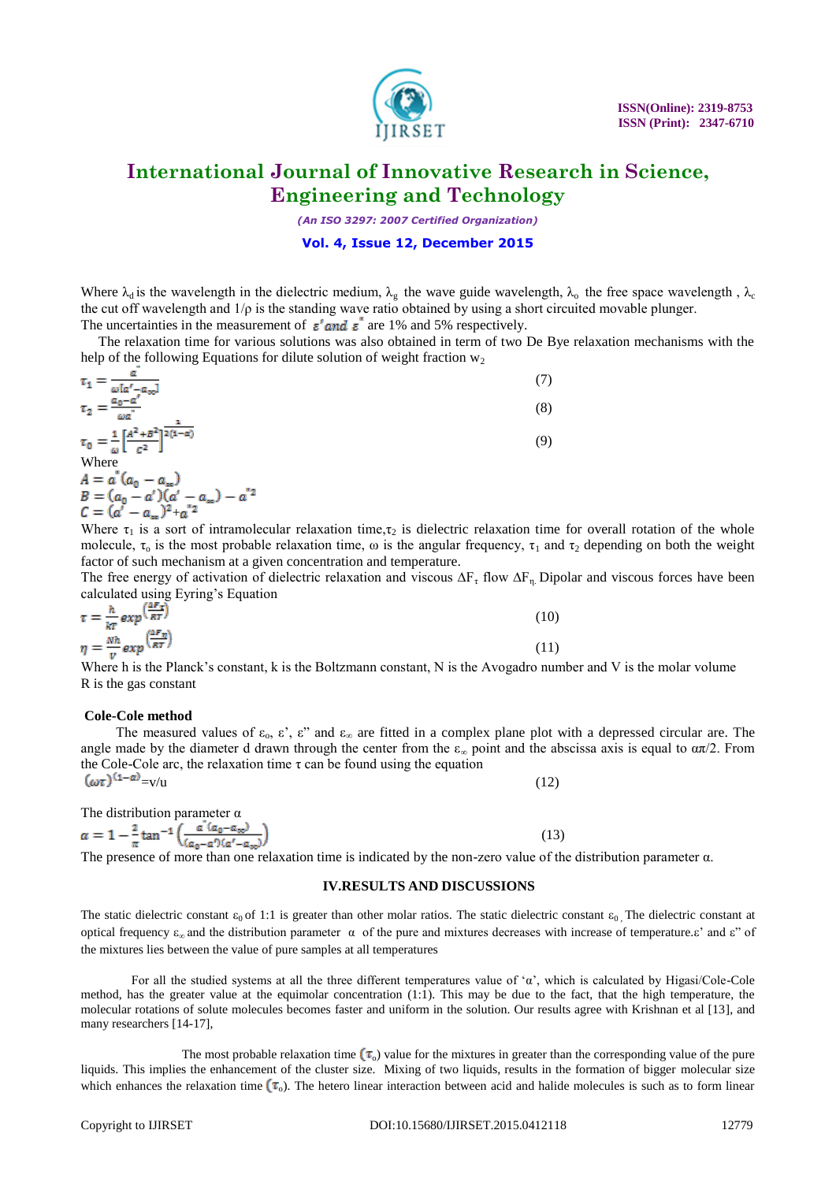Where $\lambda_d$ is the wavelength in the dielectric medium, $\lambda_g$ the wave guide wavelength, $\lambda_o$ the free space wavelength , $\lambda_c$ the cut off wavelength and $1/\rho$ is the standing wave ratio obtained by using a short circuited movable plunger.
The uncertainties in the measurement of $\varepsilon'$ and $\varepsilon''$ are 1% and 5% respectively.

The relaxation time for various solutions was also obtained in term of two De Bye relaxation mechanisms with the help of the following Equations for dilute solution of weight fraction $w_2$

$$\tau_1 = \frac{a''}{\omega[a' - a_\infty]} \tag{7}$$

$$\tau_2 = \frac{a_0 - a'}{\omega a''} \tag{8}$$

$$\tau_0 = \frac{1}{\omega}\left[\frac{A^2+B^2}{C^2}\right]^{\frac{1}{2(1-\alpha)}} \tag{9}$$

Where

$$A = a''(a_0 - a_\infty)$$
$$B = (a_0 - a')(a' - a_\infty) - a''^2$$
$$C = (a' - a_\infty)^2 + a''^2$$

Where $\tau_1$ is a sort of intramolecular relaxation time, $\tau_2$ is dielectric relaxation time for overall rotation of the whole molecule, $\tau_o$ is the most probable relaxation time, $\omega$ is the angular frequency, $\tau_1$ and $\tau_2$ depending on both the weight factor of such mechanism at a given concentration and temperature.
The free energy of activation of dielectric relaxation and viscous $\Delta F_\tau$ flow $\Delta F_\eta$. Dipolar and viscous forces have been calculated using Eyring's Equation

$$\tau = \frac{h}{kT} exp^{\left(\frac{\Delta F_\tau}{RT}\right)} \tag{10}$$

$$\eta = \frac{Nh}{V} exp^{\left(\frac{\Delta F_\eta}{RT}\right)} \tag{11}$$

Where h is the Planck's constant, k is the Boltzmann constant, N is the Avogadro number and V is the molar volume
R is the gas constant

**Cole-Cole method**

The measured values of $\varepsilon_o$, $\varepsilon'$, $\varepsilon''$ and $\varepsilon_\infty$ are fitted in a complex plane plot with a depressed circular are. The angle made by the diameter d drawn through the center from the $\varepsilon_\infty$ point and the abscissa axis is equal to $\alpha\pi/2$. From the Cole-Cole arc, the relaxation time $\tau$ can be found using the equation

$$(\omega\tau)^{(1-\alpha)} = v/u \tag{12}$$

The distribution parameter $\alpha$

$$\alpha = 1 - \frac{2}{\pi}\tan^{-1}\left(\frac{a''(a_0 - a_\infty)}{(a_0 - a')(a' - a_\infty)}\right) \tag{13}$$

The presence of more than one relaxation time is indicated by the non-zero value of the distribution parameter $\alpha$.

## IV.RESULTS AND DISCUSSIONS

The static dielectric constant $\varepsilon_0$ of 1:1 is greater than other molar ratios. The static dielectric constant $\varepsilon_0$. The dielectric constant at optical frequency $\varepsilon_\infty$ and the distribution parameter $\alpha$ of the pure and mixtures decreases with increase of temperature. $\varepsilon'$ and $\varepsilon''$ of the mixtures lies between the value of pure samples at all temperatures

For all the studied systems at all the three different temperatures value of '$\alpha$', which is calculated by Higasi/Cole-Cole method, has the greater value at the equimolar concentration (1:1). This may be due to the fact, that the high temperature, the molecular rotations of solute molecules becomes faster and uniform in the solution. Our results agree with Krishnan et al [13], and many researchers [14-17],

The most probable relaxation time ($\tau_o$) value for the mixtures in greater than the corresponding value of the pure liquids. This implies the enhancement of the cluster size. Mixing of two liquids, results in the formation of bigger molecular size which enhances the relaxation time ($\tau_o$). The hetero linear interaction between acid and halide molecules is such as to form linear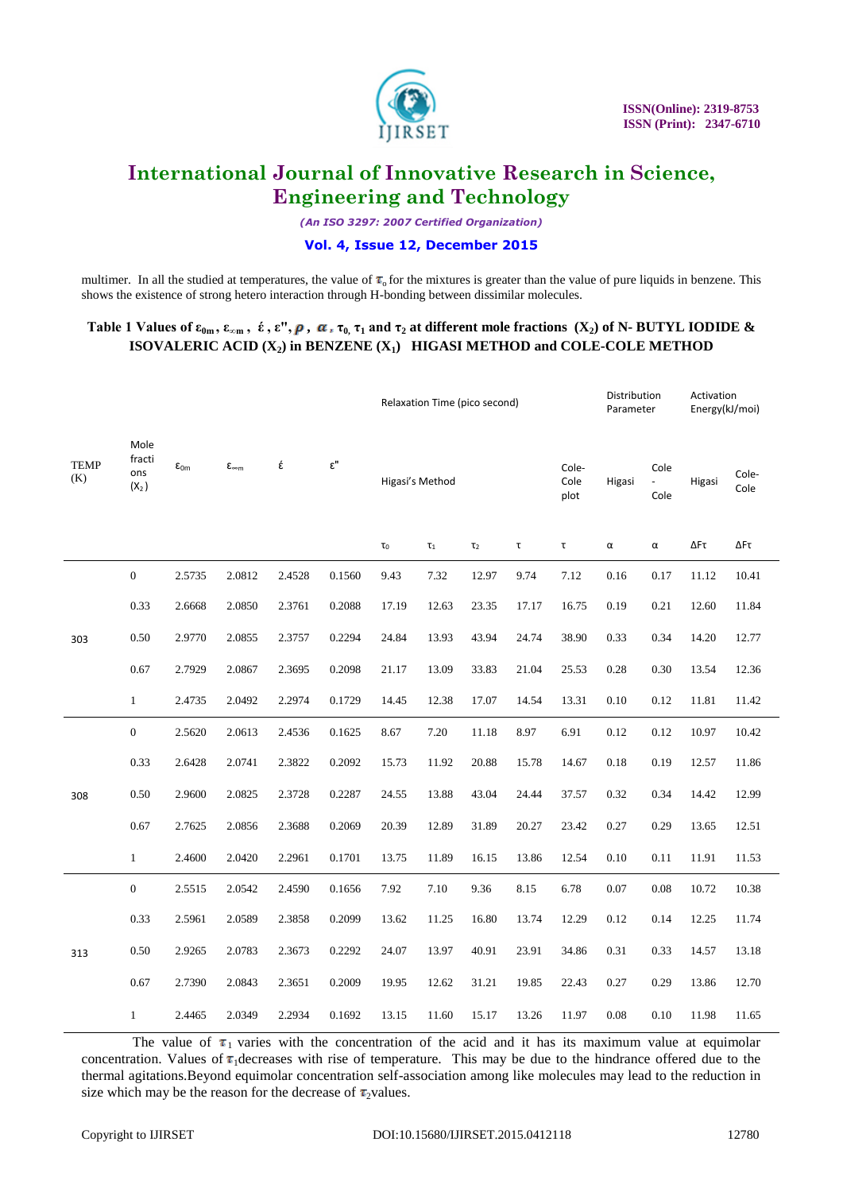multimer. In all the studied at temperatures, the value of $\tau_o$ for the mixtures is greater than the value of pure liquids in benzene. This shows the existence of strong hetero interaction through H-bonding between dissimilar molecules.

**Table 1 Values of $\varepsilon_{0m}$, $\varepsilon_{\infty m}$, $\acute{\varepsilon}$, $\varepsilon''$, $\rho$, $\alpha$, $\tau_0$, $\tau_1$ and $\tau_2$ at different mole fractions ($X_2$) of N- BUTYL IODIDE & ISOVALERIC ACID ($X_2$) in BENZENE ($X_1$) HIGASI METHOD and COLE-COLE METHOD**

| TEMP (K) | Mole fractions ($X_2$) | $\varepsilon_{0m}$ | $\varepsilon_{\infty m}$ | $\acute{\varepsilon}$ | $\varepsilon''$ | Relaxation Time (pico second) | | | | | Distribution Parameter | | Activation Energy(kJ/moi) | |
|---|---|---|---|---|---|---|---|---|---|---|---|---|---|---|
| | | | | | | Higasi's Method | | | | Cole-Cole plot | Higasi | Cole - Cole | Higasi | Cole-Cole |
| | | | | | | $\tau_0$ | $\tau_1$ | $\tau_2$ | $\tau$ | $\tau$ | $\alpha$ | $\alpha$ | $\Delta F\tau$ | $\Delta F\tau$ |
| 303 | 0 | 2.5735 | 2.0812 | 2.4528 | 0.1560 | 9.43 | 7.32 | 12.97 | 9.74 | 7.12 | 0.16 | 0.17 | 11.12 | 10.41 |
| | 0.33 | 2.6668 | 2.0850 | 2.3761 | 0.2088 | 17.19 | 12.63 | 23.35 | 17.17 | 16.75 | 0.19 | 0.21 | 12.60 | 11.84 |
| | 0.50 | 2.9770 | 2.0855 | 2.3757 | 0.2294 | 24.84 | 13.93 | 43.94 | 24.74 | 38.90 | 0.33 | 0.34 | 14.20 | 12.77 |
| | 0.67 | 2.7929 | 2.0867 | 2.3695 | 0.2098 | 21.17 | 13.09 | 33.83 | 21.04 | 25.53 | 0.28 | 0.30 | 13.54 | 12.36 |
| | 1 | 2.4735 | 2.0492 | 2.2974 | 0.1729 | 14.45 | 12.38 | 17.07 | 14.54 | 13.31 | 0.10 | 0.12 | 11.81 | 11.42 |
| 308 | 0 | 2.5620 | 2.0613 | 2.4536 | 0.1625 | 8.67 | 7.20 | 11.18 | 8.97 | 6.91 | 0.12 | 0.12 | 10.97 | 10.42 |
| | 0.33 | 2.6428 | 2.0741 | 2.3822 | 0.2092 | 15.73 | 11.92 | 20.88 | 15.78 | 14.67 | 0.18 | 0.19 | 12.57 | 11.86 |
| | 0.50 | 2.9600 | 2.0825 | 2.3728 | 0.2287 | 24.55 | 13.88 | 43.04 | 24.44 | 37.57 | 0.32 | 0.34 | 14.42 | 12.99 |
| | 0.67 | 2.7625 | 2.0856 | 2.3688 | 0.2069 | 20.39 | 12.89 | 31.89 | 20.27 | 23.42 | 0.27 | 0.29 | 13.65 | 12.51 |
| | 1 | 2.4600 | 2.0420 | 2.2961 | 0.1701 | 13.75 | 11.89 | 16.15 | 13.86 | 12.54 | 0.10 | 0.11 | 11.91 | 11.53 |
| 313 | 0 | 2.5515 | 2.0542 | 2.4590 | 0.1656 | 7.92 | 7.10 | 9.36 | 8.15 | 6.78 | 0.07 | 0.08 | 10.72 | 10.38 |
| | 0.33 | 2.5961 | 2.0589 | 2.3858 | 0.2099 | 13.62 | 11.25 | 16.80 | 13.74 | 12.29 | 0.12 | 0.14 | 12.25 | 11.74 |
| | 0.50 | 2.9265 | 2.0783 | 2.3673 | 0.2292 | 24.07 | 13.97 | 40.91 | 23.91 | 34.86 | 0.31 | 0.33 | 14.57 | 13.18 |
| | 0.67 | 2.7390 | 2.0843 | 2.3651 | 0.2009 | 19.95 | 12.62 | 31.21 | 19.85 | 22.43 | 0.27 | 0.29 | 13.86 | 12.70 |
| | 1 | 2.4465 | 2.0349 | 2.2934 | 0.1692 | 13.15 | 11.60 | 15.17 | 13.26 | 11.97 | 0.08 | 0.10 | 11.98 | 11.65 |

The value of $\tau_1$ varies with the concentration of the acid and it has its maximum value at equimolar concentration. Values of $\tau_1$decreases with rise of temperature. This may be due to the hindrance offered due to the thermal agitations.Beyond equimolar concentration self-association among like molecules may lead to the reduction in size which may be the reason for the decrease of $\tau_2$values.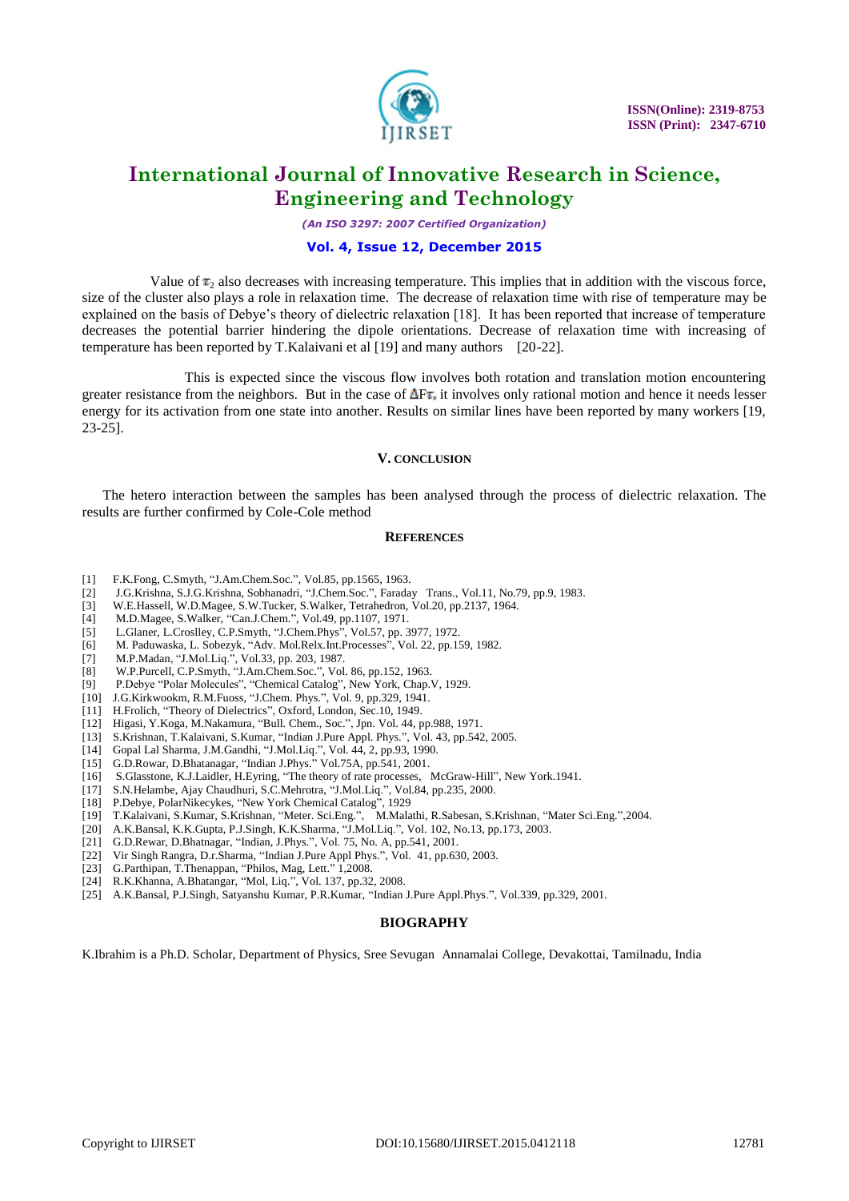Value of $\tau_2$ also decreases with increasing temperature. This implies that in addition with the viscous force, size of the cluster also plays a role in relaxation time. The decrease of relaxation time with rise of temperature may be explained on the basis of Debye's theory of dielectric relaxation [18]. It has been reported that increase of temperature decreases the potential barrier hindering the dipole orientations. Decrease of relaxation time with increasing of temperature has been reported by T.Kalaivani et al [19] and many authors [20-22].

This is expected since the viscous flow involves both rotation and translation motion encountering greater resistance from the neighbors. But in the case of $\Delta F_{\tau}$, it involves only rational motion and hence it needs lesser energy for its activation from one state into another. Results on similar lines have been reported by many workers [19, 23-25].

## V. CONCLUSION

The hetero interaction between the samples has been analysed through the process of dielectric relaxation. The results are further confirmed by Cole-Cole method

## REFERENCES

[1] F.K.Fong, C.Smyth, "J.Am.Chem.Soc.", Vol.85, pp.1565, 1963.
[2] J.G.Krishna, S.J.G.Krishna, Sobhanadri, "J.Chem.Soc.", Faraday Trans., Vol.11, No.79, pp.9, 1983.
[3] W.E.Hassell, W.D.Magee, S.W.Tucker, S.Walker, Tetrahedron, Vol.20, pp.2137, 1964.
[4] M.D.Magee, S.Walker, "Can.J.Chem.", Vol.49, pp.1107, 1971.
[5] L.Glaner, L.Croslley, C.P.Smyth, "J.Chem.Phys", Vol.57, pp. 3977, 1972.
[6] M. Paduwaska, L. Sobezyk, "Adv. Mol.Relx.Int.Processes", Vol. 22, pp.159, 1982.
[7] M.P.Madan, "J.Mol.Liq.", Vol.33, pp. 203, 1987.
[8] W.P.Purcell, C.P.Smyth, "J.Am.Chem.Soc.", Vol. 86, pp.152, 1963.
[9] P.Debye "Polar Molecules", "Chemical Catalog", New York, Chap.V, 1929.
[10] J.G.Kirkwookm, R.M.Fuoss, "J.Chem. Phys.", Vol. 9, pp.329, 1941.
[11] H.Frolich, "Theory of Dielectrics", Oxford, London, Sec.10, 1949.
[12] Higasi, Y.Koga, M.Nakamura, "Bull. Chem., Soc.", Jpn. Vol. 44, pp.988, 1971.
[13] S.Krishnan, T.Kalaivani, S.Kumar, "Indian J.Pure Appl. Phys.", Vol. 43, pp.542, 2005.
[14] Gopal Lal Sharma, J.M.Gandhi, "J.Mol.Liq.", Vol. 44, 2, pp.93, 1990.
[15] G.D.Rowar, D.Bhatanagar, "Indian J.Phys." Vol.75A, pp.541, 2001.
[16] S.Glasstone, K.J.Laidler, H.Eyring, "The theory of rate processes, McGraw-Hill", New York.1941.
[17] S.N.Helambe, Ajay Chaudhuri, S.C.Mehrotra, "J.Mol.Liq.", Vol.84, pp.235, 2000.
[18] P.Debye, PolarNikecykes, "New York Chemical Catalog", 1929
[19] T.Kalaivani, S.Kumar, S.Krishnan, "Meter. Sci.Eng.", M.Malathi, R.Sabesan, S.Krishnan, "Mater Sci.Eng.",2004.
[20] A.K.Bansal, K.K.Gupta, P.J.Singh, K.K.Sharma, "J.Mol.Liq.", Vol. 102, No.13, pp.173, 2003.
[21] G.D.Rewar, D.Bhatnagar, "Indian, J.Phys.", Vol. 75, No. A, pp.541, 2001.
[22] Vir Singh Rangra, D.r.Sharma, "Indian J.Pure Appl Phys.", Vol. 41, pp.630, 2003.
[23] G.Parthipan, T.Thenappan, "Philos, Mag, Lett." 1,2008.
[24] R.K.Khanna, A.Bhatangar, "Mol, Liq.", Vol. 137, pp.32, 2008.
[25] A.K.Bansal, P.J.Singh, Satyanshu Kumar, P.R.Kumar, "Indian J.Pure Appl.Phys.", Vol.339, pp.329, 2001.

## BIOGRAPHY

K.Ibrahim is a Ph.D. Scholar, Department of Physics, Sree Sevugan Annamalai College, Devakottai, Tamilnadu, India